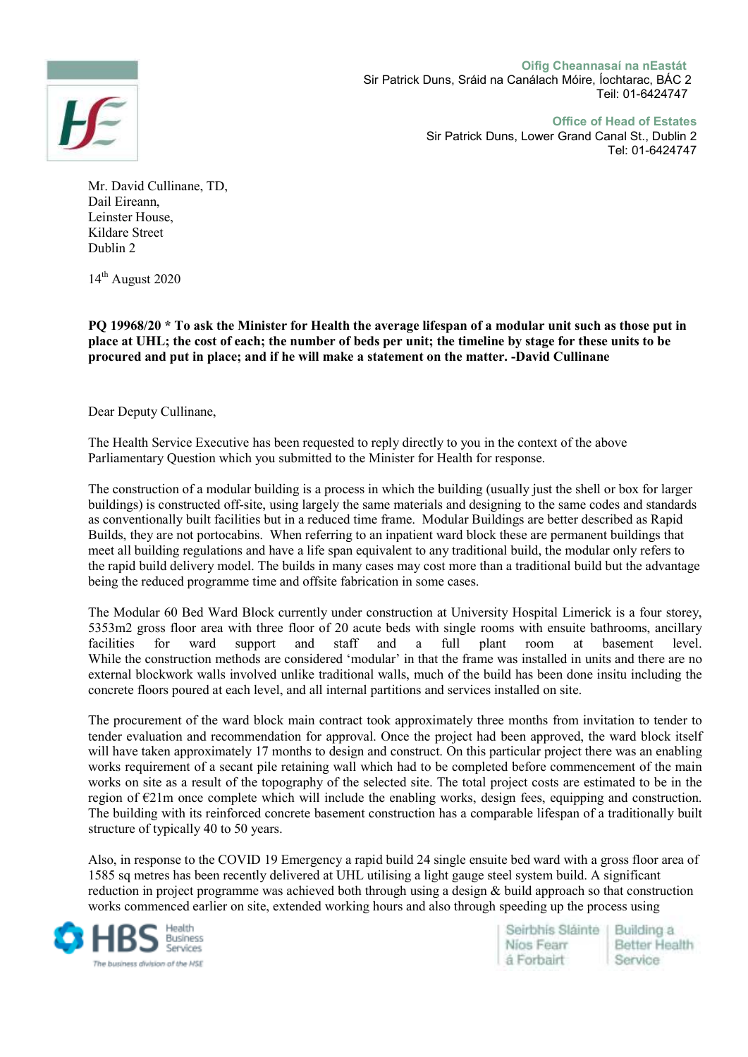Oifig Cheannasaí na nEastát
Sir Patrick Duns, Sráid na Canálach Móire, Íochtarac, BÁC 2
Teil: 01-6424747

Office of Head of Estates
Sir Patrick Duns, Lower Grand Canal St., Dublin 2
Tel: 01-6424747

Mr. David Cullinane, TD,
Dail Eireann,
Leinster House,
Kildare Street
Dublin 2

14th August 2020

**PQ 19968/20 * To ask the Minister for Health the average lifespan of a modular unit such as those put in place at UHL; the cost of each; the number of beds per unit; the timeline by stage for these units to be procured and put in place; and if he will make a statement on the matter. -David Cullinane**

Dear Deputy Cullinane,

The Health Service Executive has been requested to reply directly to you in the context of the above Parliamentary Question which you submitted to the Minister for Health for response.

The construction of a modular building is a process in which the building (usually just the shell or box for larger buildings) is constructed off-site, using largely the same materials and designing to the same codes and standards as conventionally built facilities but in a reduced time frame. Modular Buildings are better described as Rapid Builds, they are not portocabins. When referring to an inpatient ward block these are permanent buildings that meet all building regulations and have a life span equivalent to any traditional build, the modular only refers to the rapid build delivery model. The builds in many cases may cost more than a traditional build but the advantage being the reduced programme time and offsite fabrication in some cases.

The Modular 60 Bed Ward Block currently under construction at University Hospital Limerick is a four storey, 5353m2 gross floor area with three floor of 20 acute beds with single rooms with ensuite bathrooms, ancillary facilities for ward support and staff and a full plant room at basement level. While the construction methods are considered 'modular' in that the frame was installed in units and there are no external blockwork walls involved unlike traditional walls, much of the build has been done insitu including the concrete floors poured at each level, and all internal partitions and services installed on site.

The procurement of the ward block main contract took approximately three months from invitation to tender to tender evaluation and recommendation for approval. Once the project had been approved, the ward block itself will have taken approximately 17 months to design and construct. On this particular project there was an enabling works requirement of a secant pile retaining wall which had to be completed before commencement of the main works on site as a result of the topography of the selected site. The total project costs are estimated to be in the region of €21m once complete which will include the enabling works, design fees, equipping and construction. The building with its reinforced concrete basement construction has a comparable lifespan of a traditionally built structure of typically 40 to 50 years.

Also, in response to the COVID 19 Emergency a rapid build 24 single ensuite bed ward with a gross floor area of 1585 sq metres has been recently delivered at UHL utilising a light gauge steel system build. A significant reduction in project programme was achieved both through using a design & build approach so that construction works commenced earlier on site, extended working hours and also through speeding up the process using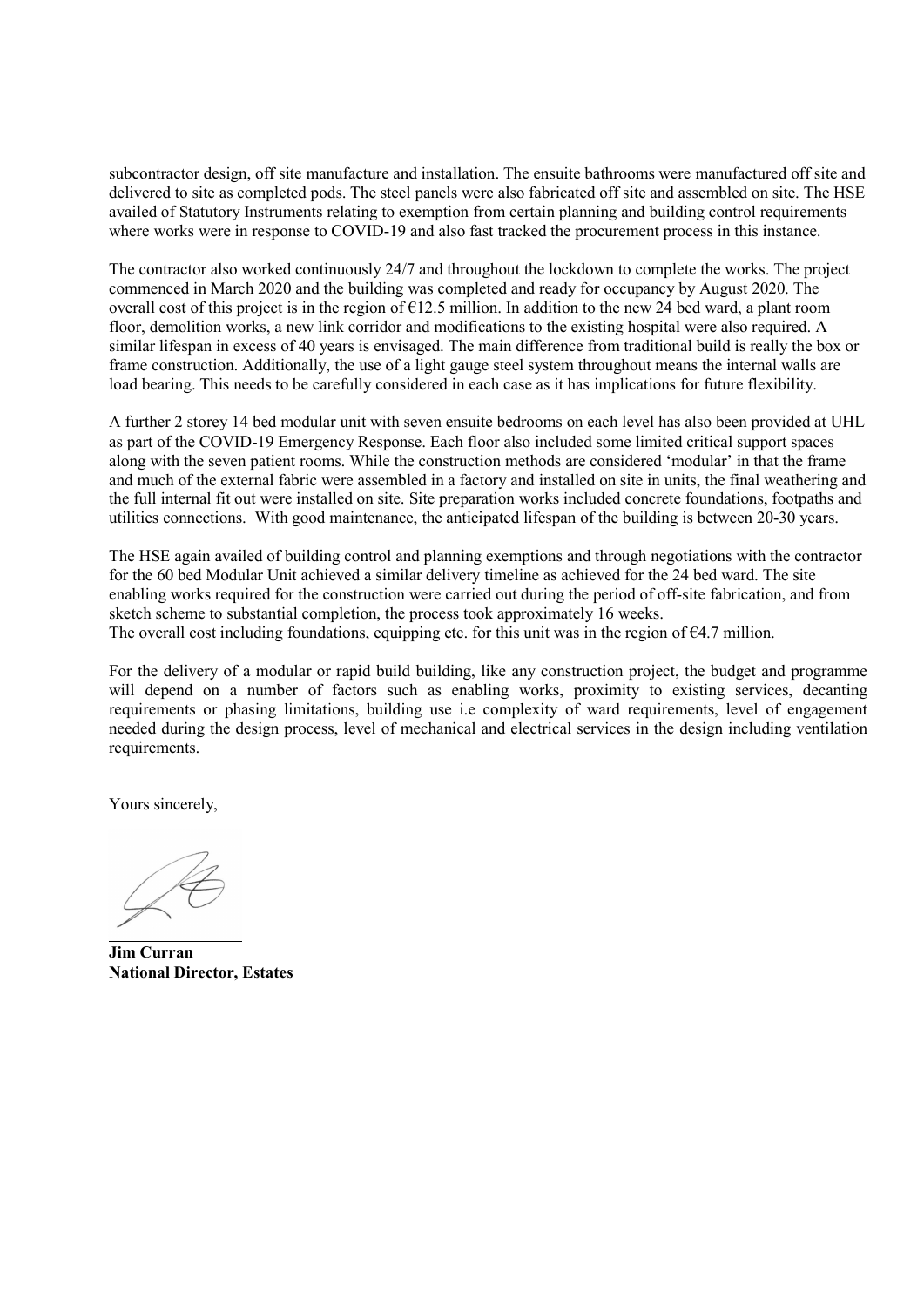subcontractor design, off site manufacture and installation. The ensuite bathrooms were manufactured off site and delivered to site as completed pods. The steel panels were also fabricated off site and assembled on site. The HSE availed of Statutory Instruments relating to exemption from certain planning and building control requirements where works were in response to COVID-19 and also fast tracked the procurement process in this instance.

The contractor also worked continuously 24/7 and throughout the lockdown to complete the works. The project commenced in March 2020 and the building was completed and ready for occupancy by August 2020. The overall cost of this project is in the region of €12.5 million. In addition to the new 24 bed ward, a plant room floor, demolition works, a new link corridor and modifications to the existing hospital were also required. A similar lifespan in excess of 40 years is envisaged. The main difference from traditional build is really the box or frame construction. Additionally, the use of a light gauge steel system throughout means the internal walls are load bearing. This needs to be carefully considered in each case as it has implications for future flexibility.

A further 2 storey 14 bed modular unit with seven ensuite bedrooms on each level has also been provided at UHL as part of the COVID-19 Emergency Response. Each floor also included some limited critical support spaces along with the seven patient rooms. While the construction methods are considered 'modular' in that the frame and much of the external fabric were assembled in a factory and installed on site in units, the final weathering and the full internal fit out were installed on site. Site preparation works included concrete foundations, footpaths and utilities connections. With good maintenance, the anticipated lifespan of the building is between 20-30 years.

The HSE again availed of building control and planning exemptions and through negotiations with the contractor for the 60 bed Modular Unit achieved a similar delivery timeline as achieved for the 24 bed ward. The site enabling works required for the construction were carried out during the period of off-site fabrication, and from sketch scheme to substantial completion, the process took approximately 16 weeks.
The overall cost including foundations, equipping etc. for this unit was in the region of €4.7 million.

For the delivery of a modular or rapid build building, like any construction project, the budget and programme will depend on a number of factors such as enabling works, proximity to existing services, decanting requirements or phasing limitations, building use i.e complexity of ward requirements, level of engagement needed during the design process, level of mechanical and electrical services in the design including ventilation requirements.

Yours sincerely,

**Jim Curran**
**National Director, Estates**